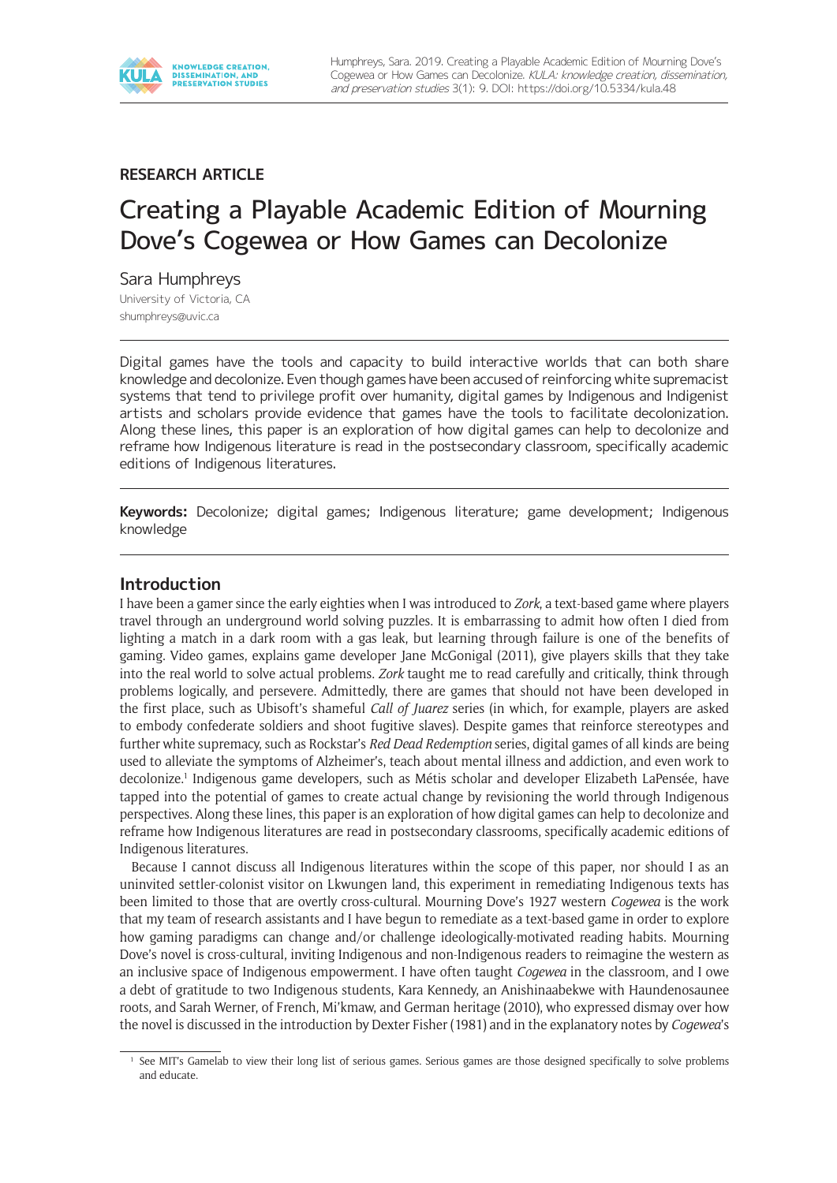RESEARCH ARTICLE

# Creating a Playable Academic Edition of Mourning Dove's Cogewea or How Games can Decolonize

Sara Humphreys
University of Victoria, CA
shumphreys@uvic.ca

Digital games have the tools and capacity to build interactive worlds that can both share knowledge and decolonize. Even though games have been accused of reinforcing white supremacist systems that tend to privilege profit over humanity, digital games by Indigenous and Indigenist artists and scholars provide evidence that games have the tools to facilitate decolonization. Along these lines, this paper is an exploration of how digital games can help to decolonize and reframe how Indigenous literature is read in the postsecondary classroom, specifically academic editions of Indigenous literatures.

**Keywords:** Decolonize; digital games; Indigenous literature; game development; Indigenous knowledge

## Introduction

I have been a gamer since the early eighties when I was introduced to *Zork*, a text-based game where players travel through an underground world solving puzzles. It is embarrassing to admit how often I died from lighting a match in a dark room with a gas leak, but learning through failure is one of the benefits of gaming. Video games, explains game developer Jane McGonigal (2011), give players skills that they take into the real world to solve actual problems. *Zork* taught me to read carefully and critically, think through problems logically, and persevere. Admittedly, there are games that should not have been developed in the first place, such as Ubisoft's shameful *Call of Juarez* series (in which, for example, players are asked to embody confederate soldiers and shoot fugitive slaves). Despite games that reinforce stereotypes and further white supremacy, such as Rockstar's *Red Dead Redemption* series, digital games of all kinds are being used to alleviate the symptoms of Alzheimer's, teach about mental illness and addiction, and even work to decolonize.[1] Indigenous game developers, such as Métis scholar and developer Elizabeth LaPensée, have tapped into the potential of games to create actual change by revisioning the world through Indigenous perspectives. Along these lines, this paper is an exploration of how digital games can help to decolonize and reframe how Indigenous literatures are read in postsecondary classrooms, specifically academic editions of Indigenous literatures.

Because I cannot discuss all Indigenous literatures within the scope of this paper, nor should I as an uninvited settler-colonist visitor on Lkwungen land, this experiment in remediating Indigenous texts has been limited to those that are overtly cross-cultural. Mourning Dove's 1927 western *Cogewea* is the work that my team of research assistants and I have begun to remediate as a text-based game in order to explore how gaming paradigms can change and/or challenge ideologically-motivated reading habits. Mourning Dove's novel is cross-cultural, inviting Indigenous and non-Indigenous readers to reimagine the western as an inclusive space of Indigenous empowerment. I have often taught *Cogewea* in the classroom, and I owe a debt of gratitude to two Indigenous students, Kara Kennedy, an Anishinaabekwe with Haundenosaunee roots, and Sarah Werner, of French, Mi'kmaw, and German heritage (2010), who expressed dismay over how the novel is discussed in the introduction by Dexter Fisher (1981) and in the explanatory notes by *Cogewea*'s

[1] See MIT's Gamelab to view their long list of serious games. Serious games are those designed specifically to solve problems and educate.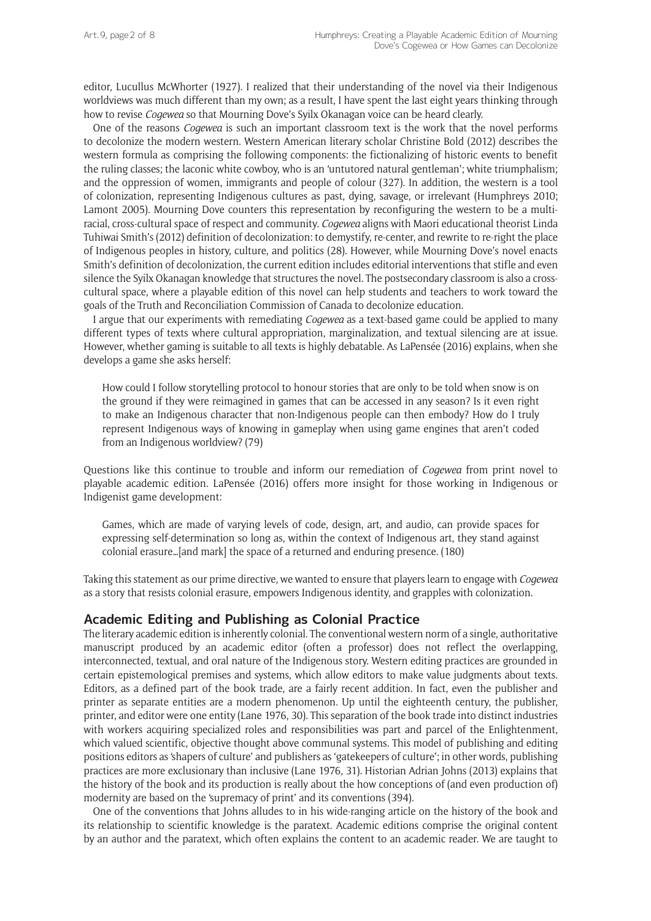editor, Lucullus McWhorter (1927). I realized that their understanding of the novel via their Indigenous worldviews was much different than my own; as a result, I have spent the last eight years thinking through how to revise *Cogewea* so that Mourning Dove's Syilx Okanagan voice can be heard clearly.

One of the reasons *Cogewea* is such an important classroom text is the work that the novel performs to decolonize the modern western. Western American literary scholar Christine Bold (2012) describes the western formula as comprising the following components: the fictionalizing of historic events to benefit the ruling classes; the laconic white cowboy, who is an 'untutored natural gentleman'; white triumphalism; and the oppression of women, immigrants and people of colour (327). In addition, the western is a tool of colonization, representing Indigenous cultures as past, dying, savage, or irrelevant (Humphreys 2010; Lamont 2005). Mourning Dove counters this representation by reconfiguring the western to be a multi-racial, cross-cultural space of respect and community. *Cogewea* aligns with Maori educational theorist Linda Tuhiwai Smith's (2012) definition of decolonization: to demystify, re-center, and rewrite to re-right the place of Indigenous peoples in history, culture, and politics (28). However, while Mourning Dove's novel enacts Smith's definition of decolonization, the current edition includes editorial interventions that stifle and even silence the Syilx Okanagan knowledge that structures the novel. The postsecondary classroom is also a cross-cultural space, where a playable edition of this novel can help students and teachers to work toward the goals of the Truth and Reconciliation Commission of Canada to decolonize education.

I argue that our experiments with remediating *Cogewea* as a text-based game could be applied to many different types of texts where cultural appropriation, marginalization, and textual silencing are at issue. However, whether gaming is suitable to all texts is highly debatable. As LaPensée (2016) explains, when she develops a game she asks herself:

> How could I follow storytelling protocol to honour stories that are only to be told when snow is on the ground if they were reimagined in games that can be accessed in any season? Is it even right to make an Indigenous character that non-Indigenous people can then embody? How do I truly represent Indigenous ways of knowing in gameplay when using game engines that aren't coded from an Indigenous worldview? (79)

Questions like this continue to trouble and inform our remediation of *Cogewea* from print novel to playable academic edition. LaPensée (2016) offers more insight for those working in Indigenous or Indigenist game development:

> Games, which are made of varying levels of code, design, art, and audio, can provide spaces for expressing self-determination so long as, within the context of Indigenous art, they stand against colonial erasure…[and mark] the space of a returned and enduring presence. (180)

Taking this statement as our prime directive, we wanted to ensure that players learn to engage with *Cogewea* as a story that resists colonial erasure, empowers Indigenous identity, and grapples with colonization.

## Academic Editing and Publishing as Colonial Practice

The literary academic edition is inherently colonial. The conventional western norm of a single, authoritative manuscript produced by an academic editor (often a professor) does not reflect the overlapping, interconnected, textual, and oral nature of the Indigenous story. Western editing practices are grounded in certain epistemological premises and systems, which allow editors to make value judgments about texts. Editors, as a defined part of the book trade, are a fairly recent addition. In fact, even the publisher and printer as separate entities are a modern phenomenon. Up until the eighteenth century, the publisher, printer, and editor were one entity (Lane 1976, 30). This separation of the book trade into distinct industries with workers acquiring specialized roles and responsibilities was part and parcel of the Enlightenment, which valued scientific, objective thought above communal systems. This model of publishing and editing positions editors as 'shapers of culture' and publishers as 'gatekeepers of culture'; in other words, publishing practices are more exclusionary than inclusive (Lane 1976, 31). Historian Adrian Johns (2013) explains that the history of the book and its production is really about the how conceptions of (and even production of) modernity are based on the 'supremacy of print' and its conventions (394).

One of the conventions that Johns alludes to in his wide-ranging article on the history of the book and its relationship to scientific knowledge is the paratext. Academic editions comprise the original content by an author and the paratext, which often explains the content to an academic reader. We are taught to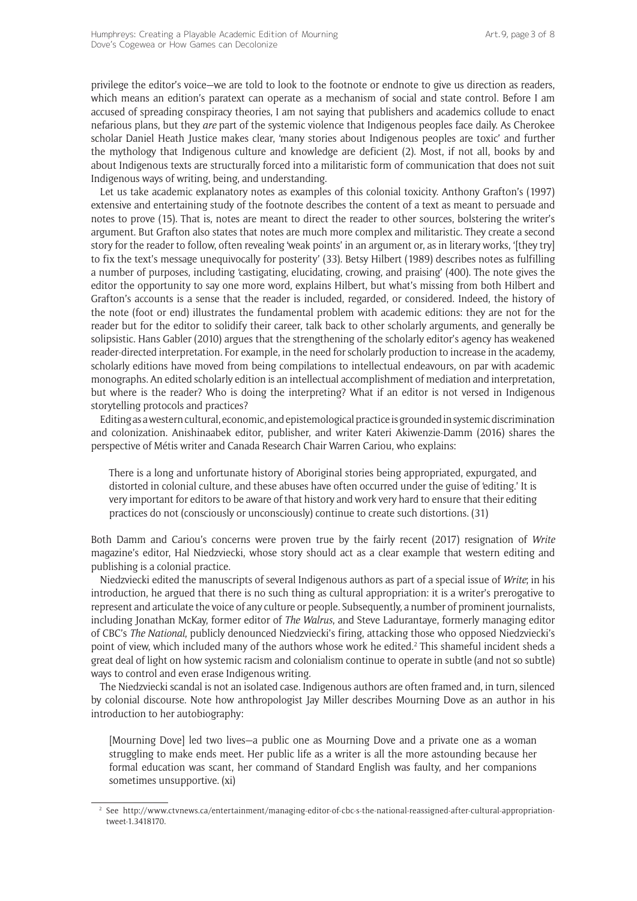privilege the editor's voice—we are told to look to the footnote or endnote to give us direction as readers, which means an edition's paratext can operate as a mechanism of social and state control. Before I am accused of spreading conspiracy theories, I am not saying that publishers and academics collude to enact nefarious plans, but they *are* part of the systemic violence that Indigenous peoples face daily. As Cherokee scholar Daniel Heath Justice makes clear, 'many stories about Indigenous peoples are toxic' and further the mythology that Indigenous culture and knowledge are deficient (2). Most, if not all, books by and about Indigenous texts are structurally forced into a militaristic form of communication that does not suit Indigenous ways of writing, being, and understanding.

Let us take academic explanatory notes as examples of this colonial toxicity. Anthony Grafton's (1997) extensive and entertaining study of the footnote describes the content of a text as meant to persuade and notes to prove (15). That is, notes are meant to direct the reader to other sources, bolstering the writer's argument. But Grafton also states that notes are much more complex and militaristic. They create a second story for the reader to follow, often revealing 'weak points' in an argument or, as in literary works, '[they try] to fix the text's message unequivocally for posterity' (33). Betsy Hilbert (1989) describes notes as fulfilling a number of purposes, including 'castigating, elucidating, crowing, and praising' (400). The note gives the editor the opportunity to say one more word, explains Hilbert, but what's missing from both Hilbert and Grafton's accounts is a sense that the reader is included, regarded, or considered. Indeed, the history of the note (foot or end) illustrates the fundamental problem with academic editions: they are not for the reader but for the editor to solidify their career, talk back to other scholarly arguments, and generally be solipsistic. Hans Gabler (2010) argues that the strengthening of the scholarly editor's agency has weakened reader-directed interpretation. For example, in the need for scholarly production to increase in the academy, scholarly editions have moved from being compilations to intellectual endeavours, on par with academic monographs. An edited scholarly edition is an intellectual accomplishment of mediation and interpretation, but where is the reader? Who is doing the interpreting? What if an editor is not versed in Indigenous storytelling protocols and practices?

Editing as a western cultural, economic, and epistemological practice is grounded in systemic discrimination and colonization. Anishinaabek editor, publisher, and writer Kateri Akiwenzie-Damm (2016) shares the perspective of Métis writer and Canada Research Chair Warren Cariou, who explains:

> There is a long and unfortunate history of Aboriginal stories being appropriated, expurgated, and distorted in colonial culture, and these abuses have often occurred under the guise of 'editing.' It is very important for editors to be aware of that history and work very hard to ensure that their editing practices do not (consciously or unconsciously) continue to create such distortions. (31)

Both Damm and Cariou's concerns were proven true by the fairly recent (2017) resignation of *Write* magazine's editor, Hal Niedzviecki, whose story should act as a clear example that western editing and publishing is a colonial practice.

Niedzviecki edited the manuscripts of several Indigenous authors as part of a special issue of *Write*; in his introduction, he argued that there is no such thing as cultural appropriation: it is a writer's prerogative to represent and articulate the voice of any culture or people. Subsequently, a number of prominent journalists, including Jonathan McKay, former editor of *The Walrus*, and Steve Ladurantaye, formerly managing editor of CBC's *The National*, publicly denounced Niedzviecki's firing, attacking those who opposed Niedzviecki's point of view, which included many of the authors whose work he edited.[2] This shameful incident sheds a great deal of light on how systemic racism and colonialism continue to operate in subtle (and not so subtle) ways to control and even erase Indigenous writing.

The Niedzviecki scandal is not an isolated case. Indigenous authors are often framed and, in turn, silenced by colonial discourse. Note how anthropologist Jay Miller describes Mourning Dove as an author in his introduction to her autobiography:

> [Mourning Dove] led two lives—a public one as Mourning Dove and a private one as a woman struggling to make ends meet. Her public life as a writer is all the more astounding because her formal education was scant, her command of Standard English was faulty, and her companions sometimes unsupportive. (xi)

---

[2] See http://www.ctvnews.ca/entertainment/managing-editor-of-cbc-s-the-national-reassigned-after-cultural-appropriation-tweet-1.3418170.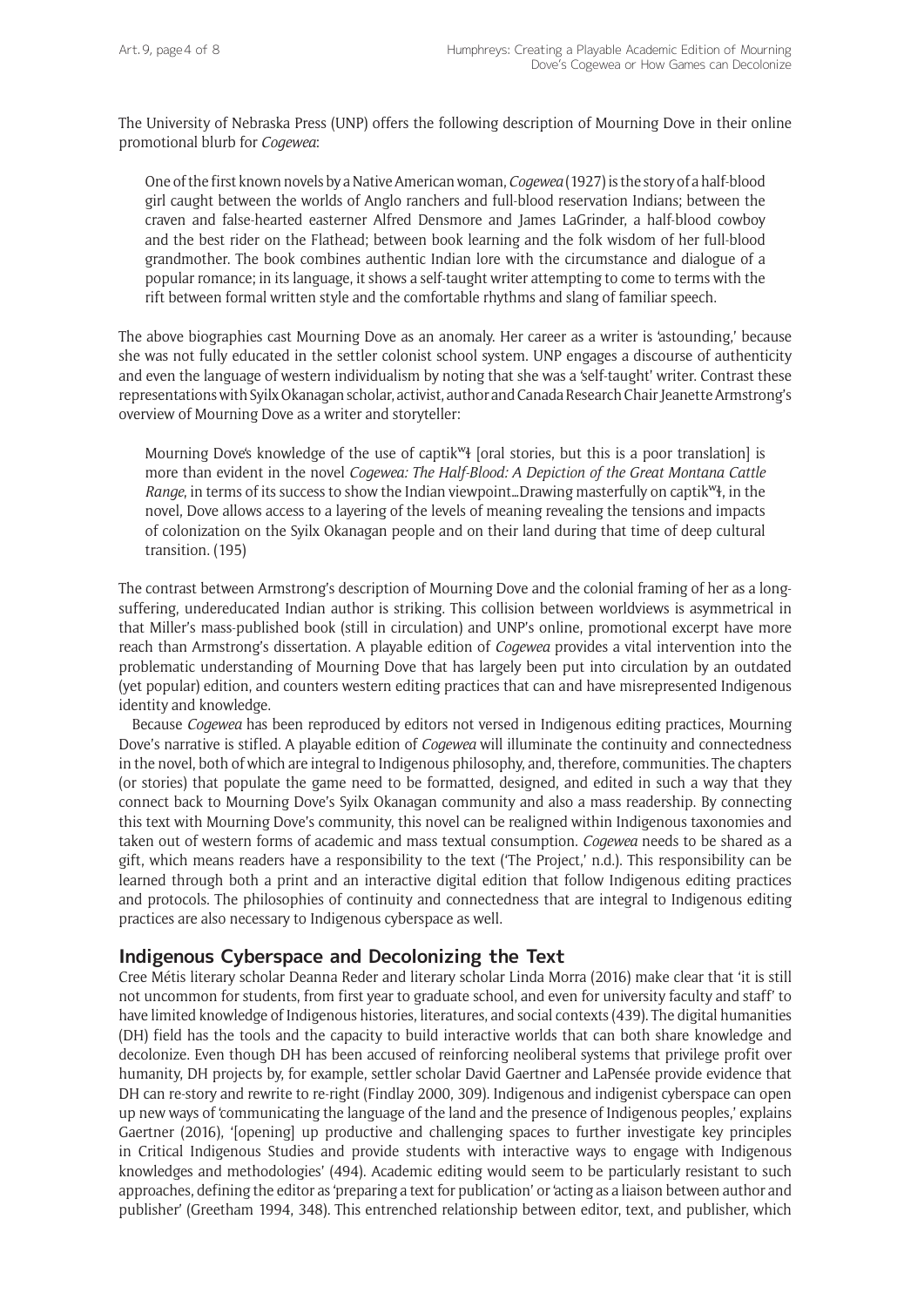The University of Nebraska Press (UNP) offers the following description of Mourning Dove in their online promotional blurb for *Cogewea*:

> One of the first known novels by a Native American woman, *Cogewea* (1927) is the story of a half-blood girl caught between the worlds of Anglo ranchers and full-blood reservation Indians; between the craven and false-hearted easterner Alfred Densmore and James LaGrinder, a half-blood cowboy and the best rider on the Flathead; between book learning and the folk wisdom of her full-blood grandmother. The book combines authentic Indian lore with the circumstance and dialogue of a popular romance; in its language, it shows a self-taught writer attempting to come to terms with the rift between formal written style and the comfortable rhythms and slang of familiar speech.

The above biographies cast Mourning Dove as an anomaly. Her career as a writer is 'astounding,' because she was not fully educated in the settler colonist school system. UNP engages a discourse of authenticity and even the language of western individualism by noting that she was a 'self-taught' writer. Contrast these representations with Syilx Okanagan scholar, activist, author and Canada Research Chair Jeanette Armstrong's overview of Mourning Dove as a writer and storyteller:

> Mourning Dove's knowledge of the use of captikʷł [oral stories, but this is a poor translation] is more than evident in the novel *Cogewea: The Half-Blood: A Depiction of the Great Montana Cattle Range*, in terms of its success to show the Indian viewpoint…Drawing masterfully on captikʷł, in the novel, Dove allows access to a layering of the levels of meaning revealing the tensions and impacts of colonization on the Syilx Okanagan people and on their land during that time of deep cultural transition. (195)

The contrast between Armstrong's description of Mourning Dove and the colonial framing of her as a long-suffering, undereducated Indian author is striking. This collision between worldviews is asymmetrical in that Miller's mass-published book (still in circulation) and UNP's online, promotional excerpt have more reach than Armstrong's dissertation. A playable edition of *Cogewea* provides a vital intervention into the problematic understanding of Mourning Dove that has largely been put into circulation by an outdated (yet popular) edition, and counters western editing practices that can and have misrepresented Indigenous identity and knowledge.

Because *Cogewea* has been reproduced by editors not versed in Indigenous editing practices, Mourning Dove's narrative is stifled. A playable edition of *Cogewea* will illuminate the continuity and connectedness in the novel, both of which are integral to Indigenous philosophy, and, therefore, communities. The chapters (or stories) that populate the game need to be formatted, designed, and edited in such a way that they connect back to Mourning Dove's Syilx Okanagan community and also a mass readership. By connecting this text with Mourning Dove's community, this novel can be realigned within Indigenous taxonomies and taken out of western forms of academic and mass textual consumption. *Cogewea* needs to be shared as a gift, which means readers have a responsibility to the text ('The Project,' n.d.). This responsibility can be learned through both a print and an interactive digital edition that follow Indigenous editing practices and protocols. The philosophies of continuity and connectedness that are integral to Indigenous editing practices are also necessary to Indigenous cyberspace as well.

## Indigenous Cyberspace and Decolonizing the Text

Cree Métis literary scholar Deanna Reder and literary scholar Linda Morra (2016) make clear that 'it is still not uncommon for students, from first year to graduate school, and even for university faculty and staff' to have limited knowledge of Indigenous histories, literatures, and social contexts (439). The digital humanities (DH) field has the tools and the capacity to build interactive worlds that can both share knowledge and decolonize. Even though DH has been accused of reinforcing neoliberal systems that privilege profit over humanity, DH projects by, for example, settler scholar David Gaertner and LaPensée provide evidence that DH can re-story and rewrite to re-right (Findlay 2000, 309). Indigenous and indigenist cyberspace can open up new ways of 'communicating the language of the land and the presence of Indigenous peoples,' explains Gaertner (2016), '[opening] up productive and challenging spaces to further investigate key principles in Critical Indigenous Studies and provide students with interactive ways to engage with Indigenous knowledges and methodologies' (494). Academic editing would seem to be particularly resistant to such approaches, defining the editor as 'preparing a text for publication' or 'acting as a liaison between author and publisher' (Greetham 1994, 348). This entrenched relationship between editor, text, and publisher, which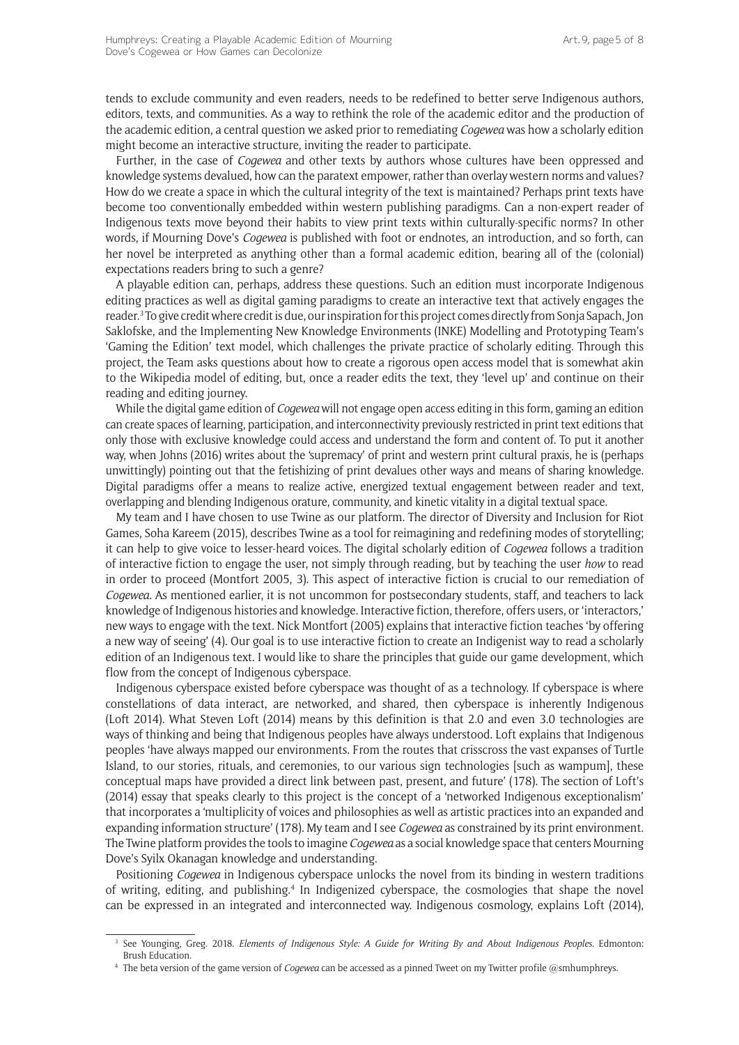tends to exclude community and even readers, needs to be redefined to better serve Indigenous authors, editors, texts, and communities. As a way to rethink the role of the academic editor and the production of the academic edition, a central question we asked prior to remediating *Cogewea* was how a scholarly edition might become an interactive structure, inviting the reader to participate.

Further, in the case of *Cogewea* and other texts by authors whose cultures have been oppressed and knowledge systems devalued, how can the paratext empower, rather than overlay western norms and values? How do we create a space in which the cultural integrity of the text is maintained? Perhaps print texts have become too conventionally embedded within western publishing paradigms. Can a non-expert reader of Indigenous texts move beyond their habits to view print texts within culturally-specific norms? In other words, if Mourning Dove's *Cogewea* is published with foot or endnotes, an introduction, and so forth, can her novel be interpreted as anything other than a formal academic edition, bearing all of the (colonial) expectations readers bring to such a genre?

A playable edition can, perhaps, address these questions. Such an edition must incorporate Indigenous editing practices as well as digital gaming paradigms to create an interactive text that actively engages the reader.[3] To give credit where credit is due, our inspiration for this project comes directly from Sonja Sapach, Jon Saklofske, and the Implementing New Knowledge Environments (INKE) Modelling and Prototyping Team's 'Gaming the Edition' text model, which challenges the private practice of scholarly editing. Through this project, the Team asks questions about how to create a rigorous open access model that is somewhat akin to the Wikipedia model of editing, but, once a reader edits the text, they 'level up' and continue on their reading and editing journey.

While the digital game edition of *Cogewea* will not engage open access editing in this form, gaming an edition can create spaces of learning, participation, and interconnectivity previously restricted in print text editions that only those with exclusive knowledge could access and understand the form and content of. To put it another way, when Johns (2016) writes about the 'supremacy' of print and western print cultural praxis, he is (perhaps unwittingly) pointing out that the fetishizing of print devalues other ways and means of sharing knowledge. Digital paradigms offer a means to realize active, energized textual engagement between reader and text, overlapping and blending Indigenous orature, community, and kinetic vitality in a digital textual space.

My team and I have chosen to use Twine as our platform. The director of Diversity and Inclusion for Riot Games, Soha Kareem (2015), describes Twine as a tool for reimagining and redefining modes of storytelling; it can help to give voice to lesser-heard voices. The digital scholarly edition of *Cogewea* follows a tradition of interactive fiction to engage the user, not simply through reading, but by teaching the user *how* to read in order to proceed (Montfort 2005, 3). This aspect of interactive fiction is crucial to our remediation of *Cogewea*. As mentioned earlier, it is not uncommon for postsecondary students, staff, and teachers to lack knowledge of Indigenous histories and knowledge. Interactive fiction, therefore, offers users, or 'interactors,' new ways to engage with the text. Nick Montfort (2005) explains that interactive fiction teaches 'by offering a new way of seeing' (4). Our goal is to use interactive fiction to create an Indigenist way to read a scholarly edition of an Indigenous text. I would like to share the principles that guide our game development, which flow from the concept of Indigenous cyberspace.

Indigenous cyberspace existed before cyberspace was thought of as a technology. If cyberspace is where constellations of data interact, are networked, and shared, then cyberspace is inherently Indigenous (Loft 2014). What Steven Loft (2014) means by this definition is that 2.0 and even 3.0 technologies are ways of thinking and being that Indigenous peoples have always understood. Loft explains that Indigenous peoples 'have always mapped our environments. From the routes that crisscross the vast expanses of Turtle Island, to our stories, rituals, and ceremonies, to our various sign technologies [such as wampum], these conceptual maps have provided a direct link between past, present, and future' (178). The section of Loft's (2014) essay that speaks clearly to this project is the concept of a 'networked Indigenous exceptionalism' that incorporates a 'multiplicity of voices and philosophies as well as artistic practices into an expanded and expanding information structure' (178). My team and I see *Cogewea* as constrained by its print environment. The Twine platform provides the tools to imagine *Cogewea* as a social knowledge space that centers Mourning Dove's Syilx Okanagan knowledge and understanding.

Positioning *Cogewea* in Indigenous cyberspace unlocks the novel from its binding in western traditions of writing, editing, and publishing.[4] In Indigenized cyberspace, the cosmologies that shape the novel can be expressed in an integrated and interconnected way. Indigenous cosmology, explains Loft (2014),

---

[3] See Younging, Greg. 2018. *Elements of Indigenous Style: A Guide for Writing By and About Indigenous Peoples*. Edmonton: Brush Education.

[4] The beta version of the game version of *Cogewea* can be accessed as a pinned Tweet on my Twitter profile @smhumphreys.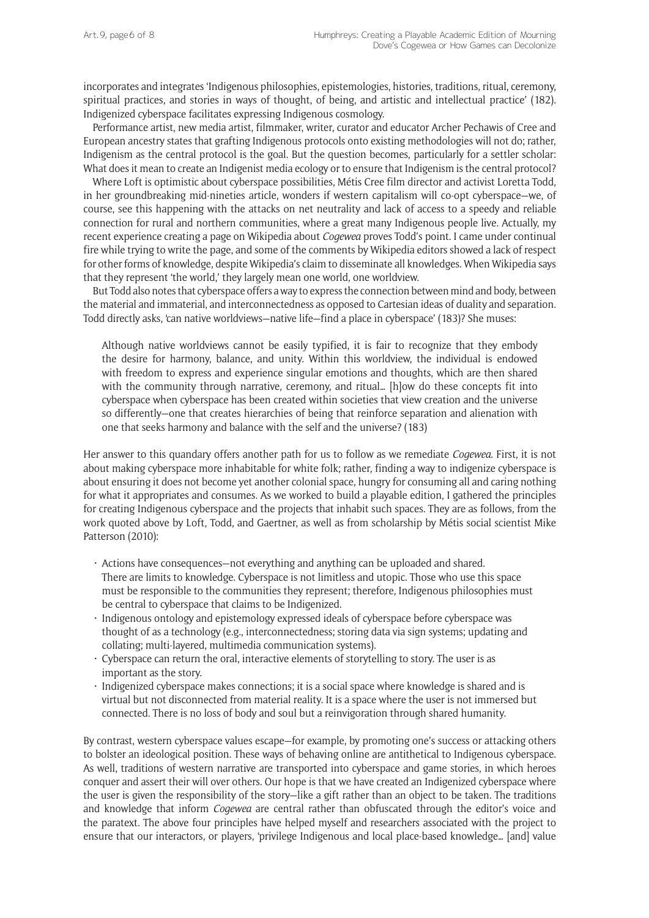incorporates and integrates 'Indigenous philosophies, epistemologies, histories, traditions, ritual, ceremony, spiritual practices, and stories in ways of thought, of being, and artistic and intellectual practice' (182). Indigenized cyberspace facilitates expressing Indigenous cosmology.

Performance artist, new media artist, filmmaker, writer, curator and educator Archer Pechawis of Cree and European ancestry states that grafting Indigenous protocols onto existing methodologies will not do; rather, Indigenism as the central protocol is the goal. But the question becomes, particularly for a settler scholar: What does it mean to create an Indigenist media ecology or to ensure that Indigenism is the central protocol?

Where Loft is optimistic about cyberspace possibilities, Métis Cree film director and activist Loretta Todd, in her groundbreaking mid-nineties article, wonders if western capitalism will co-opt cyberspace—we, of course, see this happening with the attacks on net neutrality and lack of access to a speedy and reliable connection for rural and northern communities, where a great many Indigenous people live. Actually, my recent experience creating a page on Wikipedia about *Cogewea* proves Todd's point. I came under continual fire while trying to write the page, and some of the comments by Wikipedia editors showed a lack of respect for other forms of knowledge, despite Wikipedia's claim to disseminate all knowledges. When Wikipedia says that they represent 'the world,' they largely mean one world, one worldview.

But Todd also notes that cyberspace offers a way to express the connection between mind and body, between the material and immaterial, and interconnectedness as opposed to Cartesian ideas of duality and separation. Todd directly asks, 'can native worldviews—native life—find a place in cyberspace' (183)? She muses:

> Although native worldviews cannot be easily typified, it is fair to recognize that they embody the desire for harmony, balance, and unity. Within this worldview, the individual is endowed with freedom to express and experience singular emotions and thoughts, which are then shared with the community through narrative, ceremony, and ritual… [h]ow do these concepts fit into cyberspace when cyberspace has been created within societies that view creation and the universe so differently—one that creates hierarchies of being that reinforce separation and alienation with one that seeks harmony and balance with the self and the universe? (183)

Her answer to this quandary offers another path for us to follow as we remediate *Cogewea*. First, it is not about making cyberspace more inhabitable for white folk; rather, finding a way to indigenize cyberspace is about ensuring it does not become yet another colonial space, hungry for consuming all and caring nothing for what it appropriates and consumes. As we worked to build a playable edition, I gathered the principles for creating Indigenous cyberspace and the projects that inhabit such spaces. They are as follows, from the work quoted above by Loft, Todd, and Gaertner, as well as from scholarship by Métis social scientist Mike Patterson (2010):

- Actions have consequences—not everything and anything can be uploaded and shared. There are limits to knowledge. Cyberspace is not limitless and utopic. Those who use this space must be responsible to the communities they represent; therefore, Indigenous philosophies must be central to cyberspace that claims to be Indigenized.
- Indigenous ontology and epistemology expressed ideals of cyberspace before cyberspace was thought of as a technology (e.g., interconnectedness; storing data via sign systems; updating and collating; multi-layered, multimedia communication systems).
- Cyberspace can return the oral, interactive elements of storytelling to story. The user is as important as the story.
- Indigenized cyberspace makes connections; it is a social space where knowledge is shared and is virtual but not disconnected from material reality. It is a space where the user is not immersed but connected. There is no loss of body and soul but a reinvigoration through shared humanity.

By contrast, western cyberspace values escape—for example, by promoting one's success or attacking others to bolster an ideological position. These ways of behaving online are antithetical to Indigenous cyberspace. As well, traditions of western narrative are transported into cyberspace and game stories, in which heroes conquer and assert their will over others. Our hope is that we have created an Indigenized cyberspace where the user is given the responsibility of the story—like a gift rather than an object to be taken. The traditions and knowledge that inform *Cogewea* are central rather than obfuscated through the editor's voice and the paratext. The above four principles have helped myself and researchers associated with the project to ensure that our interactors, or players, 'privilege Indigenous and local place-based knowledge… [and] value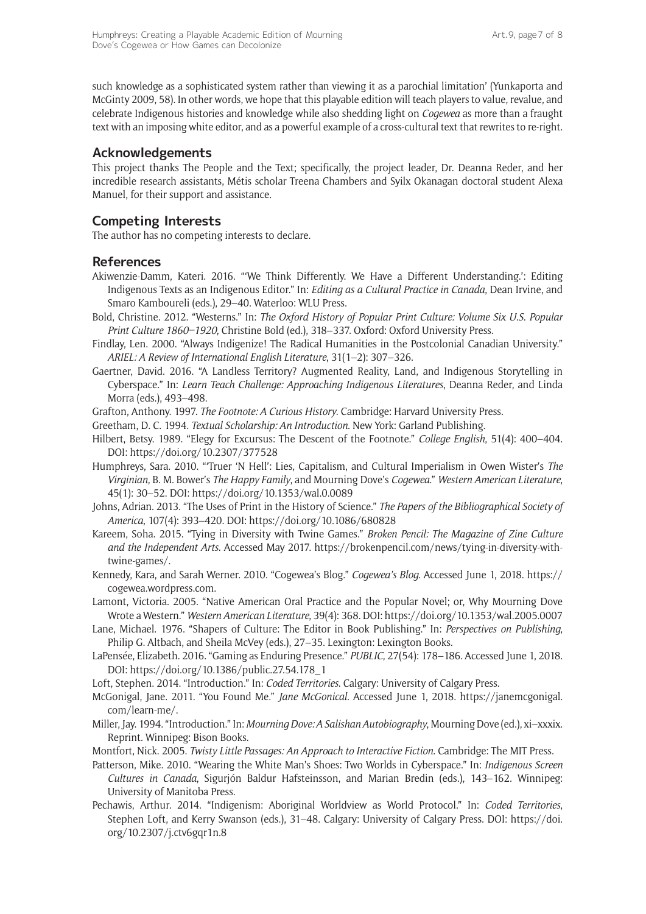such knowledge as a sophisticated system rather than viewing it as a parochial limitation' (Yunkaporta and McGinty 2009, 58). In other words, we hope that this playable edition will teach players to value, revalue, and celebrate Indigenous histories and knowledge while also shedding light on *Cogewea* as more than a fraught text with an imposing white editor, and as a powerful example of a cross-cultural text that rewrites to re-right.

## Acknowledgements

This project thanks The People and the Text; specifically, the project leader, Dr. Deanna Reder, and her incredible research assistants, Métis scholar Treena Chambers and Syilx Okanagan doctoral student Alexa Manuel, for their support and assistance.

## Competing Interests

The author has no competing interests to declare.

## References

Akiwenzie-Damm, Kateri. 2016. "'We Think Differently. We Have a Different Understanding.': Editing Indigenous Texts as an Indigenous Editor." In: *Editing as a Cultural Practice in Canada*, Dean Irvine, and Smaro Kamboureli (eds.), 29–40. Waterloo: WLU Press.

Bold, Christine. 2012. "Westerns." In: *The Oxford History of Popular Print Culture: Volume Six U.S. Popular Print Culture 1860–1920*, Christine Bold (ed.), 318–337. Oxford: Oxford University Press.

Findlay, Len. 2000. "Always Indigenize! The Radical Humanities in the Postcolonial Canadian University." *ARIEL: A Review of International English Literature*, 31(1–2): 307–326.

Gaertner, David. 2016. "A Landless Territory? Augmented Reality, Land, and Indigenous Storytelling in Cyberspace." In: *Learn Teach Challenge: Approaching Indigenous Literatures*, Deanna Reder, and Linda Morra (eds.), 493–498.

Grafton, Anthony. 1997. *The Footnote: A Curious History*. Cambridge: Harvard University Press.

Greetham, D. C. 1994. *Textual Scholarship: An Introduction*. New York: Garland Publishing.

Hilbert, Betsy. 1989. "Elegy for Excursus: The Descent of the Footnote." *College English*, 51(4): 400–404. DOI: https://doi.org/10.2307/377528

Humphreys, Sara. 2010. "'Truer 'N Hell': Lies, Capitalism, and Cultural Imperialism in Owen Wister's *The Virginian*, B. M. Bower's *The Happy Family*, and Mourning Dove's *Cogewea*." *Western American Literature*, 45(1): 30–52. DOI: https://doi.org/10.1353/wal.0.0089

Johns, Adrian. 2013. "The Uses of Print in the History of Science." *The Papers of the Bibliographical Society of America*, 107(4): 393–420. DOI: https://doi.org/10.1086/680828

Kareem, Soha. 2015. "Tying in Diversity with Twine Games." *Broken Pencil: The Magazine of Zine Culture and the Independent Arts*. Accessed May 2017. https://brokenpencil.com/news/tying-in-diversity-with-twine-games/.

Kennedy, Kara, and Sarah Werner. 2010. "Cogewea's Blog." *Cogewea's Blog*. Accessed June 1, 2018. https://cogewea.wordpress.com.

Lamont, Victoria. 2005. "Native American Oral Practice and the Popular Novel; or, Why Mourning Dove Wrote a Western." *Western American Literature*, 39(4): 368. DOI: https://doi.org/10.1353/wal.2005.0007

Lane, Michael. 1976. "Shapers of Culture: The Editor in Book Publishing." In: *Perspectives on Publishing*, Philip G. Altbach, and Sheila McVey (eds.), 27–35. Lexington: Lexington Books.

LaPensée, Elizabeth. 2016. "Gaming as Enduring Presence." *PUBLIC*, 27(54): 178–186. Accessed June 1, 2018. DOI: https://doi.org/10.1386/public.27.54.178_1

Loft, Stephen. 2014. "Introduction." In: *Coded Territories*. Calgary: University of Calgary Press.

McGonigal, Jane. 2011. "You Found Me." *Jane McGonical*. Accessed June 1, 2018. https://janemcgonigal.com/learn-me/.

Miller, Jay. 1994. "Introduction." In: *Mourning Dove: A Salishan Autobiography*, Mourning Dove (ed.), xi–xxxix. Reprint. Winnipeg: Bison Books.

Montfort, Nick. 2005. *Twisty Little Passages: An Approach to Interactive Fiction*. Cambridge: The MIT Press.

Patterson, Mike. 2010. "Wearing the White Man's Shoes: Two Worlds in Cyberspace." In: *Indigenous Screen Cultures in Canada*, Sigurjón Baldur Hafsteinsson, and Marian Bredin (eds.), 143–162. Winnipeg: University of Manitoba Press.

Pechawis, Arthur. 2014. "Indigenism: Aboriginal Worldview as World Protocol." In: *Coded Territories*, Stephen Loft, and Kerry Swanson (eds.), 31–48. Calgary: University of Calgary Press. DOI: https://doi.org/10.2307/j.ctv6gqr1n.8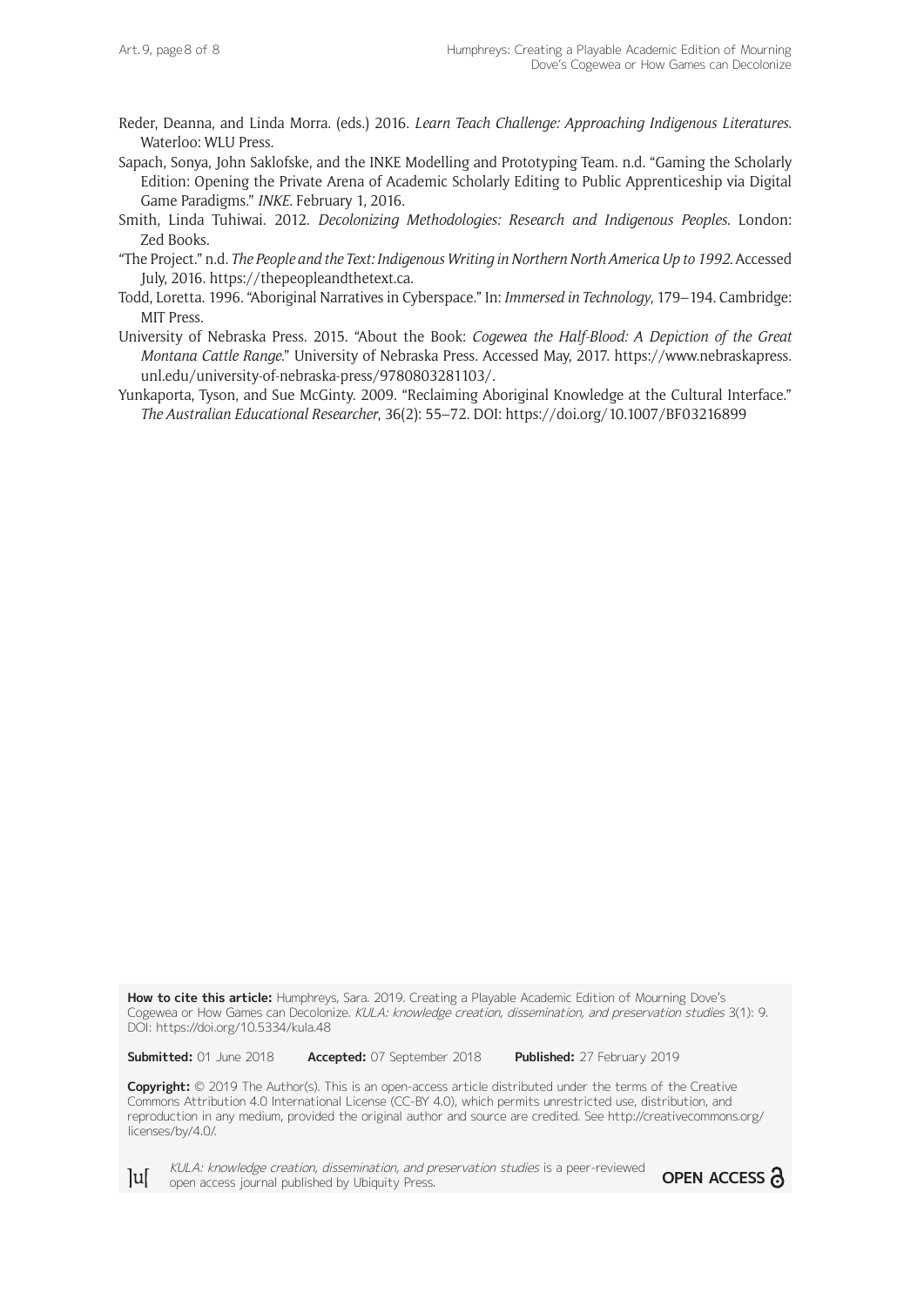Reder, Deanna, and Linda Morra. (eds.) 2016. *Learn Teach Challenge: Approaching Indigenous Literatures*. Waterloo: WLU Press.

Sapach, Sonya, John Saklofske, and the INKE Modelling and Prototyping Team. n.d. "Gaming the Scholarly Edition: Opening the Private Arena of Academic Scholarly Editing to Public Apprenticeship via Digital Game Paradigms." *INKE*. February 1, 2016.

Smith, Linda Tuhiwai. 2012. *Decolonizing Methodologies: Research and Indigenous Peoples*. London: Zed Books.

"The Project." n.d. *The People and the Text: Indigenous Writing in Northern North America Up to 1992*. Accessed July, 2016. https://thepeopleandthetext.ca.

Todd, Loretta. 1996. "Aboriginal Narratives in Cyberspace." In: *Immersed in Technology*, 179–194. Cambridge: MIT Press.

University of Nebraska Press. 2015. "About the Book: *Cogewea the Half-Blood: A Depiction of the Great Montana Cattle Range*." University of Nebraska Press. Accessed May, 2017. https://www.nebraskapress.unl.edu/university-of-nebraska-press/9780803281103/.

Yunkaporta, Tyson, and Sue McGinty. 2009. "Reclaiming Aboriginal Knowledge at the Cultural Interface." *The Australian Educational Researcher*, 36(2): 55–72. DOI: https://doi.org/10.1007/BF03216899

**How to cite this article:** Humphreys, Sara. 2019. Creating a Playable Academic Edition of Mourning Dove's Cogewea or How Games can Decolonize. *KULA: knowledge creation, dissemination, and preservation studies* 3(1): 9. DOI: https://doi.org/10.5334/kula.48

**Submitted:** 01 June 2018 **Accepted:** 07 September 2018 **Published:** 27 February 2019

**Copyright:** © 2019 The Author(s). This is an open-access article distributed under the terms of the Creative Commons Attribution 4.0 International License (CC-BY 4.0), which permits unrestricted use, distribution, and reproduction in any medium, provided the original author and source are credited. See http://creativecommons.org/licenses/by/4.0/.

*KULA: knowledge creation, dissemination, and preservation studies* is a peer-reviewed open access journal published by Ubiquity Press.

**OPEN ACCESS**